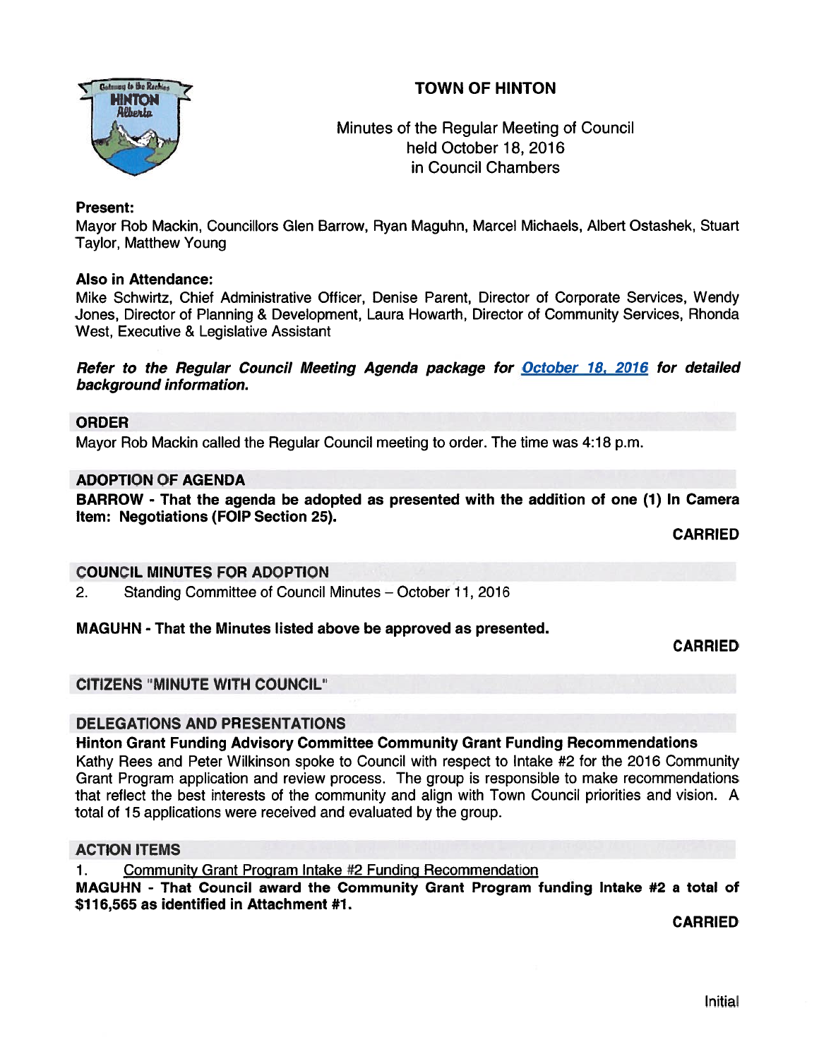# TOWN OF HINTON

Minutes of the Regular Meeting of Council
held October 18, 2016
in Council Chambers

**Present:**
Mayor Rob Mackin, Councillors Glen Barrow, Ryan Maguhn, Marcel Michaels, Albert Ostashek, Stuart Taylor, Matthew Young

**Also in Attendance:**
Mike Schwirtz, Chief Administrative Officer, Denise Parent, Director of Corporate Services, Wendy Jones, Director of Planning & Development, Laura Howarth, Director of Community Services, Rhonda West, Executive & Legislative Assistant

***Refer to the Regular Council Meeting Agenda package for October 18, 2016 for detailed background information.***

## ORDER

Mayor Rob Mackin called the Regular Council meeting to order. The time was 4:18 p.m.

## ADOPTION OF AGENDA

**BARROW - That the agenda be adopted as presented with the addition of one (1) In Camera Item: Negotiations (FOIP Section 25).**

**CARRIED**

## COUNCIL MINUTES FOR ADOPTION

2. Standing Committee of Council Minutes – October 11, 2016

**MAGUHN - That the Minutes listed above be approved as presented.**

**CARRIED**

## CITIZENS "MINUTE WITH COUNCIL"

## DELEGATIONS AND PRESENTATIONS

**Hinton Grant Funding Advisory Committee Community Grant Funding Recommendations**

Kathy Rees and Peter Wilkinson spoke to Council with respect to Intake #2 for the 2016 Community Grant Program application and review process. The group is responsible to make recommendations that reflect the best interests of the community and align with Town Council priorities and vision. A total of 15 applications were received and evaluated by the group.

## ACTION ITEMS

1. Community Grant Program Intake #2 Funding Recommendation

**MAGUHN - That Council award the Community Grant Program funding Intake #2 a total of $116,565 as identified in Attachment #1.**

**CARRIED**

Initial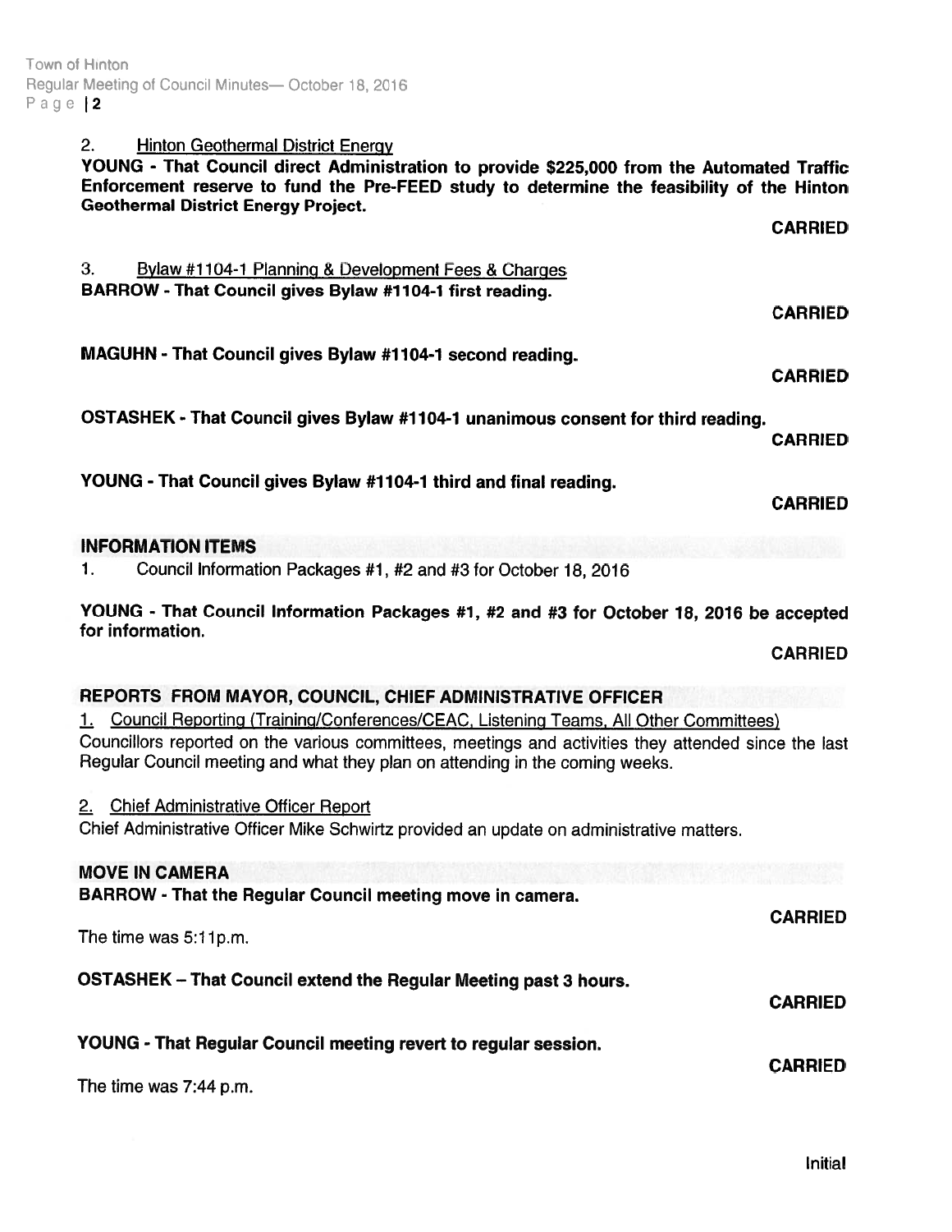2. Hinton Geothermal District Energy

**YOUNG - That Council direct Administration to provide $225,000 from the Automated Traffic Enforcement reserve to fund the Pre-FEED study to determine the feasibility of the Hinton Geothermal District Energy Project.**

**CARRIED**

3. Bylaw #1104-1 Planning & Development Fees & Charges

**BARROW - That Council gives Bylaw #1104-1 first reading.**

**CARRIED**

**MAGUHN - That Council gives Bylaw #1104-1 second reading.**

**CARRIED**

**OSTASHEK - That Council gives Bylaw #1104-1 unanimous consent for third reading.**

**CARRIED**

**YOUNG - That Council gives Bylaw #1104-1 third and final reading.**

**CARRIED**

## INFORMATION ITEMS

1. Council Information Packages #1, #2 and #3 for October 18, 2016

**YOUNG - That Council Information Packages #1, #2 and #3 for October 18, 2016 be accepted for information.**

**CARRIED**

## REPORTS FROM MAYOR, COUNCIL, CHIEF ADMINISTRATIVE OFFICER

1. Council Reporting (Training/Conferences/CEAC, Listening Teams, All Other Committees)

Councillors reported on the various committees, meetings and activities they attended since the last Regular Council meeting and what they plan on attending in the coming weeks.

2. Chief Administrative Officer Report

Chief Administrative Officer Mike Schwirtz provided an update on administrative matters.

## MOVE IN CAMERA

**BARROW - That the Regular Council meeting move in camera.**

**CARRIED**

The time was 5:11p.m.

**OSTASHEK – That Council extend the Regular Meeting past 3 hours.**

**CARRIED**

**YOUNG - That Regular Council meeting revert to regular session.**

**CARRIED**

The time was 7:44 p.m.

Initial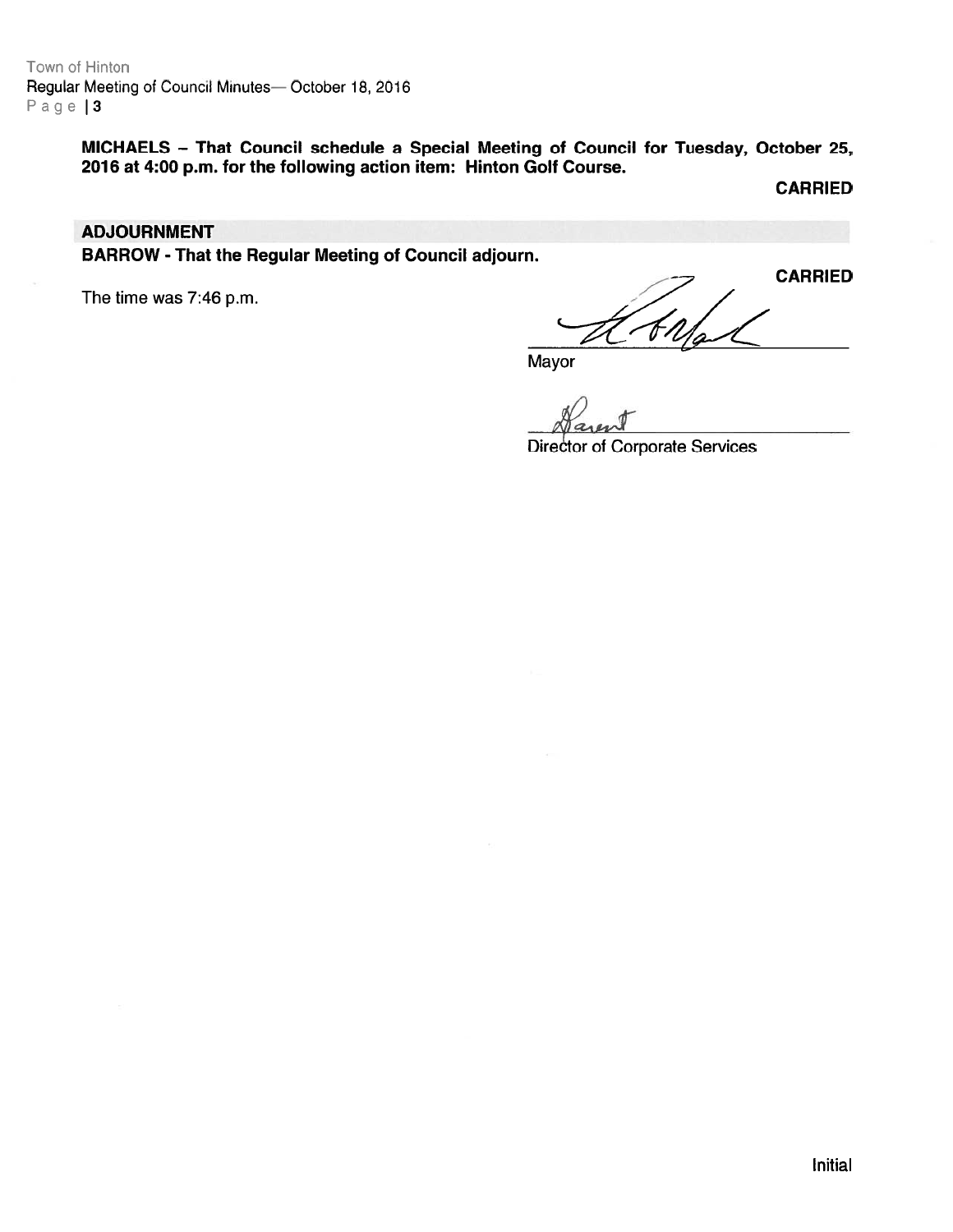**MICHAELS – That Council schedule a Special Meeting of Council for Tuesday, October 25, 2016 at 4:00 p.m. for the following action item: Hinton Golf Course.**

**CARRIED**

## ADJOURNMENT

**BARROW - That the Regular Meeting of Council adjourn.**

**CARRIED**

The time was 7:46 p.m.

Mayor

Director of Corporate Services

Initial